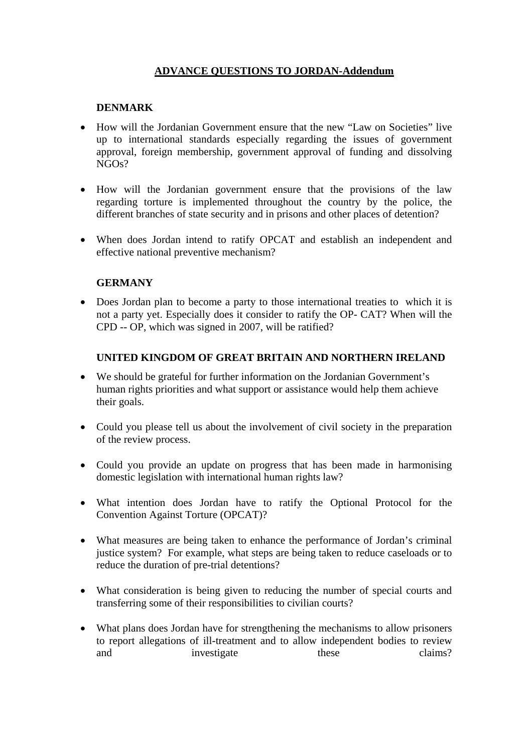# ADVANCE QUESTIONS TO JORDAN-Addendum

**DENMARK**

- How will the Jordanian Government ensure that the new "Law on Societies" live up to international standards especially regarding the issues of government approval, foreign membership, government approval of funding and dissolving NGOs?

- How will the Jordanian government ensure that the provisions of the law regarding torture is implemented throughout the country by the police, the different branches of state security and in prisons and other places of detention?

- When does Jordan intend to ratify OPCAT and establish an independent and effective national preventive mechanism?

**GERMANY**

- Does Jordan plan to become a party to those international treaties to which it is not a party yet. Especially does it consider to ratify the OP- CAT? When will the CPD -- OP, which was signed in 2007, will be ratified?

**UNITED KINGDOM OF GREAT BRITAIN AND NORTHERN IRELAND**

- We should be grateful for further information on the Jordanian Government's human rights priorities and what support or assistance would help them achieve their goals.

- Could you please tell us about the involvement of civil society in the preparation of the review process.

- Could you provide an update on progress that has been made in harmonising domestic legislation with international human rights law?

- What intention does Jordan have to ratify the Optional Protocol for the Convention Against Torture (OPCAT)?

- What measures are being taken to enhance the performance of Jordan's criminal justice system? For example, what steps are being taken to reduce caseloads or to reduce the duration of pre-trial detentions?

- What consideration is being given to reducing the number of special courts and transferring some of their responsibilities to civilian courts?

- What plans does Jordan have for strengthening the mechanisms to allow prisoners to report allegations of ill-treatment and to allow independent bodies to review and investigate these claims?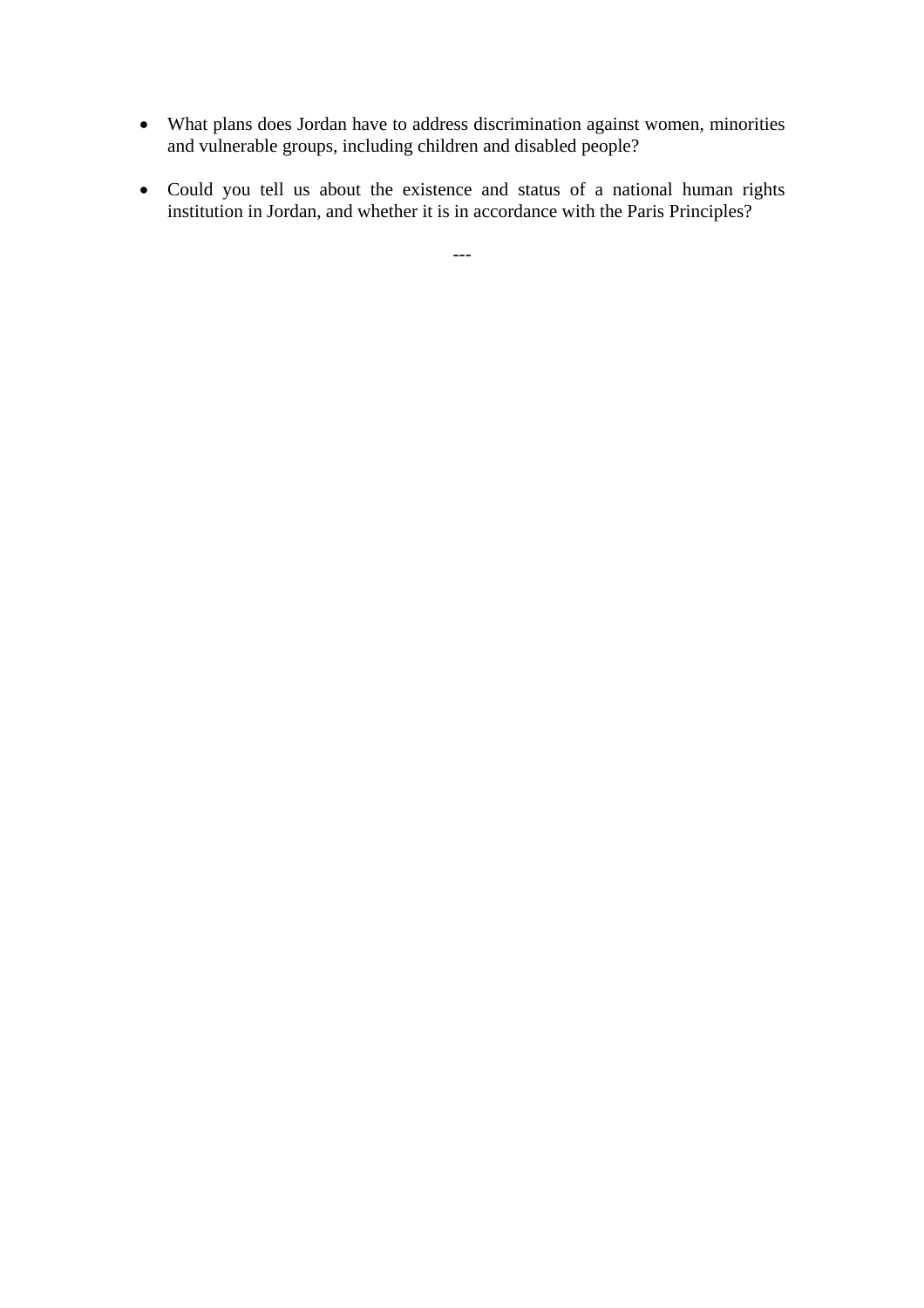- What plans does Jordan have to address discrimination against women, minorities and vulnerable groups, including children and disabled people?

- Could you tell us about the existence and status of a national human rights institution in Jordan, and whether it is in accordance with the Paris Principles?

---